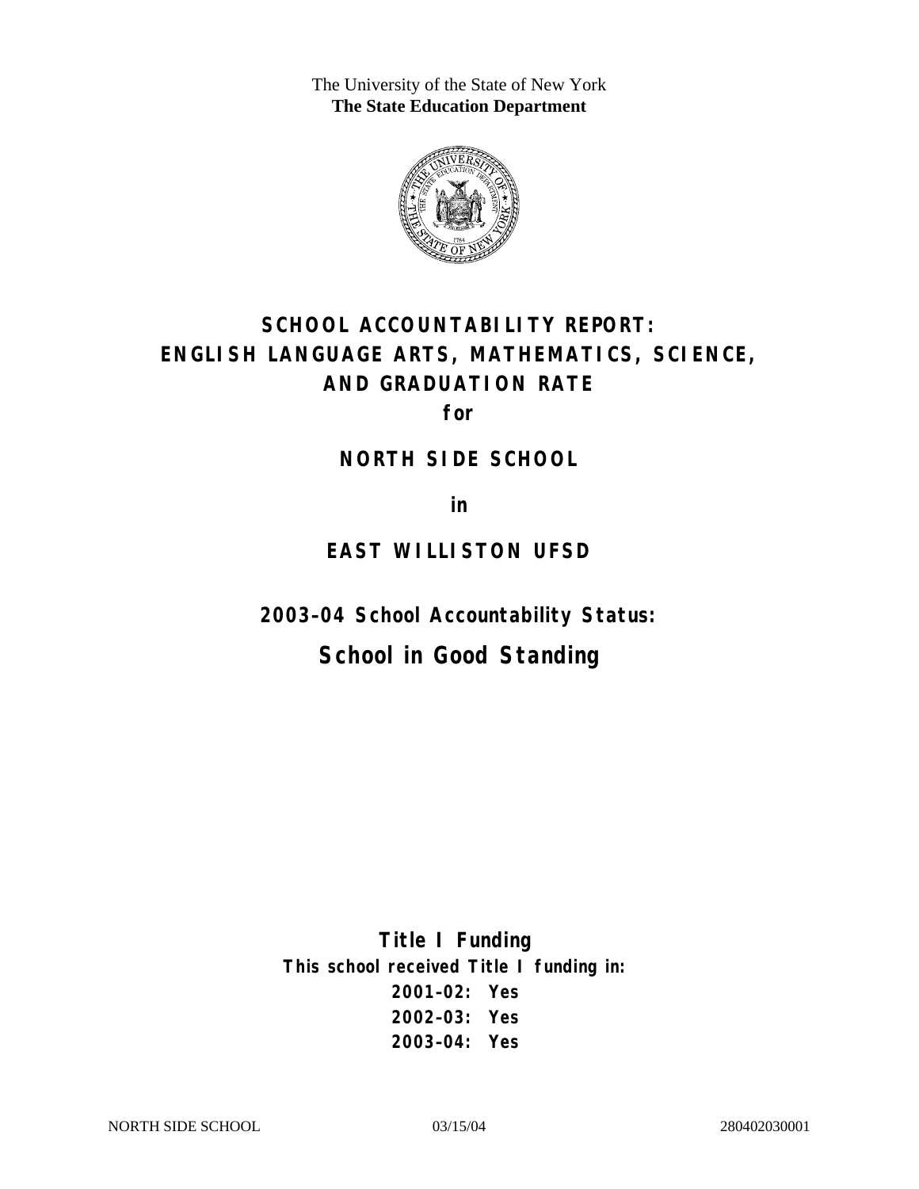The University of the State of New York
**The State Education Department**

# SCHOOL ACCOUNTABILITY REPORT: ENGLISH LANGUAGE ARTS, MATHEMATICS, SCIENCE, AND GRADUATION RATE

**for**

## NORTH SIDE SCHOOL

**in**

## EAST WILLISTON UFSD

**2003–04 School Accountability Status:**

## School in Good Standing

**Title I Funding**

**This school received Title I funding in:**

**2001–02: Yes**
**2002–03: Yes**
**2003–04: Yes**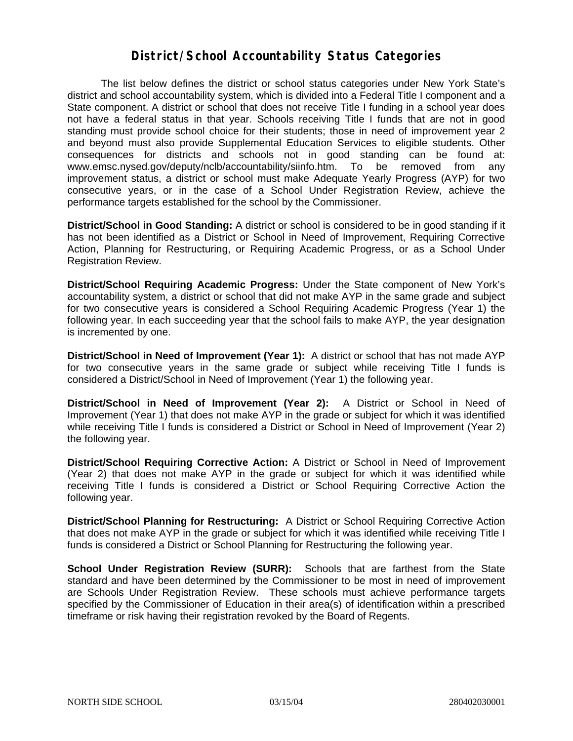# District/School Accountability Status Categories

The list below defines the district or school status categories under New York State's district and school accountability system, which is divided into a Federal Title I component and a State component. A district or school that does not receive Title I funding in a school year does not have a federal status in that year. Schools receiving Title I funds that are not in good standing must provide school choice for their students; those in need of improvement year 2 and beyond must also provide Supplemental Education Services to eligible students. Other consequences for districts and schools not in good standing can be found at: www.emsc.nysed.gov/deputy/nclb/accountability/siinfo.htm. To be removed from any improvement status, a district or school must make Adequate Yearly Progress (AYP) for two consecutive years, or in the case of a School Under Registration Review, achieve the performance targets established for the school by the Commissioner.

**District/School in Good Standing:** A district or school is considered to be in good standing if it has not been identified as a District or School in Need of Improvement, Requiring Corrective Action, Planning for Restructuring, or Requiring Academic Progress, or as a School Under Registration Review.

**District/School Requiring Academic Progress:** Under the State component of New York's accountability system, a district or school that did not make AYP in the same grade and subject for two consecutive years is considered a School Requiring Academic Progress (Year 1) the following year. In each succeeding year that the school fails to make AYP, the year designation is incremented by one.

**District/School in Need of Improvement (Year 1):** A district or school that has not made AYP for two consecutive years in the same grade or subject while receiving Title I funds is considered a District/School in Need of Improvement (Year 1) the following year.

**District/School in Need of Improvement (Year 2):** A District or School in Need of Improvement (Year 1) that does not make AYP in the grade or subject for which it was identified while receiving Title I funds is considered a District or School in Need of Improvement (Year 2) the following year.

**District/School Requiring Corrective Action:** A District or School in Need of Improvement (Year 2) that does not make AYP in the grade or subject for which it was identified while receiving Title I funds is considered a District or School Requiring Corrective Action the following year.

**District/School Planning for Restructuring:** A District or School Requiring Corrective Action that does not make AYP in the grade or subject for which it was identified while receiving Title I funds is considered a District or School Planning for Restructuring the following year.

**School Under Registration Review (SURR):** Schools that are farthest from the State standard and have been determined by the Commissioner to be most in need of improvement are Schools Under Registration Review. These schools must achieve performance targets specified by the Commissioner of Education in their area(s) of identification within a prescribed timeframe or risk having their registration revoked by the Board of Regents.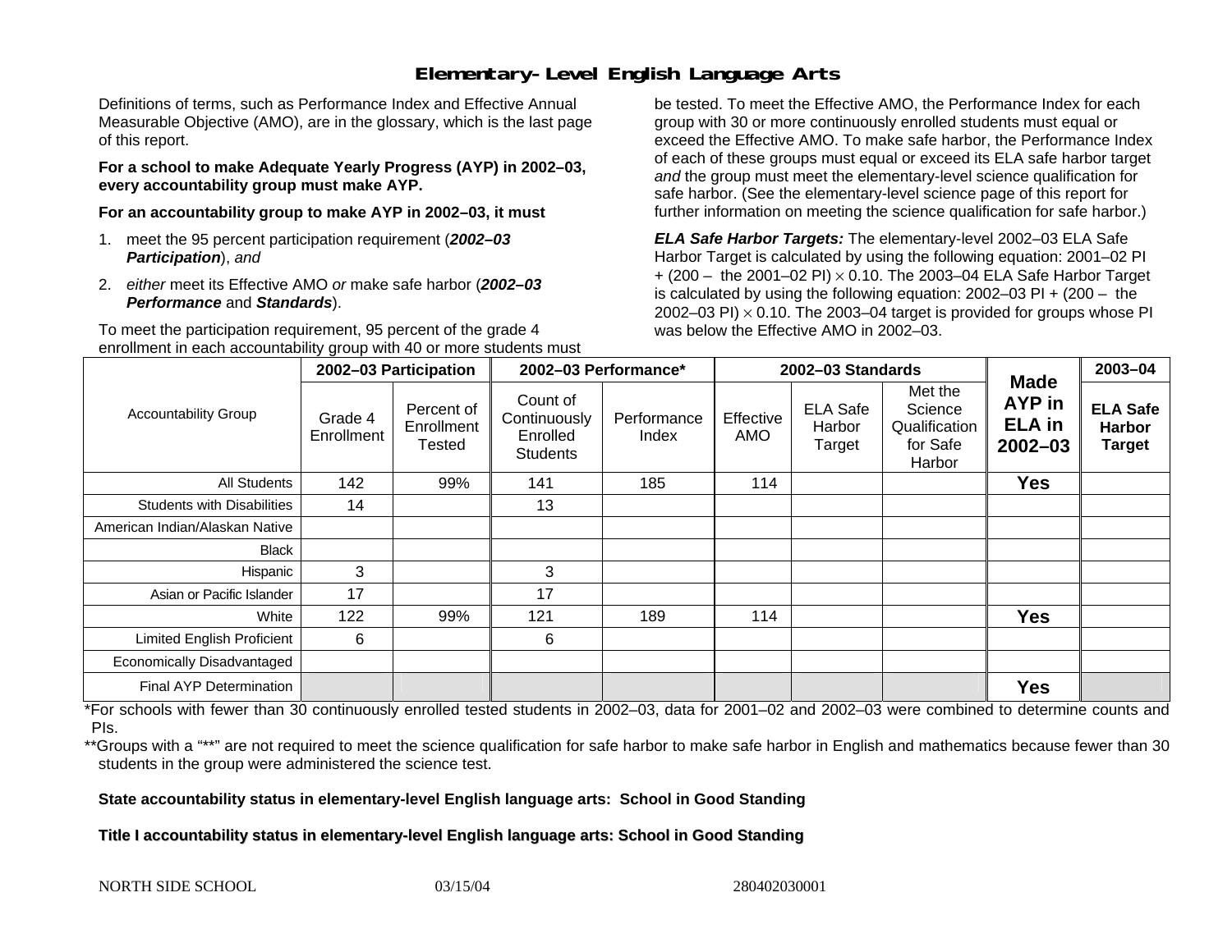# Elementary-Level English Language Arts

Definitions of terms, such as Performance Index and Effective Annual Measurable Objective (AMO), are in the glossary, which is the last page of this report.

**For a school to make Adequate Yearly Progress (AYP) in 2002–03, every accountability group must make AYP.**

**For an accountability group to make AYP in 2002–03, it must**

1. meet the 95 percent participation requirement (***2002–03 Participation***), *and*
2. *either* meet its Effective AMO *or* make safe harbor (***2002–03 Performance*** and ***Standards***).

To meet the participation requirement, 95 percent of the grade 4 enrollment in each accountability group with 40 or more students must be tested. To meet the Effective AMO, the Performance Index for each group with 30 or more continuously enrolled students must equal or exceed the Effective AMO. To make safe harbor, the Performance Index of each of these groups must equal or exceed its ELA safe harbor target *and* the group must meet the elementary-level science qualification for safe harbor. (See the elementary-level science page of this report for further information on meeting the science qualification for safe harbor.)

***ELA Safe Harbor Targets:*** The elementary-level 2002–03 ELA Safe Harbor Target is calculated by using the following equation: 2001–02 PI + (200 – the 2001–02 PI) $\times$ 0.10. The 2003–04 ELA Safe Harbor Target is calculated by using the following equation: 2002–03 PI + (200 – the 2002–03 PI) $\times$ 0.10. The 2003–04 target is provided for groups whose PI was below the Effective AMO in 2002–03.

| Accountability Group | 2002–03 Participation | | 2002–03 Performance* | | 2002–03 Standards | | | Made AYP in ELA in 2002–03 | 2003–04 |
|---|---|---|---|---|---|---|---|---|---|
| | Grade 4 Enrollment | Percent of Enrollment Tested | Count of Continuously Enrolled Students | Performance Index | Effective AMO | ELA Safe Harbor Target | Met the Science Qualification for Safe Harbor | | ELA Safe Harbor Target |
| All Students | 142 | 99% | 141 | 185 | 114 | | | **Yes** | |
| Students with Disabilities | 14 | | 13 | | | | | | |
| American Indian/Alaskan Native | | | | | | | | | |
| Black | | | | | | | | | |
| Hispanic | 3 | | 3 | | | | | | |
| Asian or Pacific Islander | 17 | | 17 | | | | | | |
| White | 122 | 99% | 121 | 189 | 114 | | | **Yes** | |
| Limited English Proficient | 6 | | 6 | | | | | | |
| Economically Disadvantaged | | | | | | | | | |
| Final AYP Determination | | | | | | | | **Yes** | |

*For schools with fewer than 30 continuously enrolled tested students in 2002–03, data for 2001–02 and 2002–03 were combined to determine counts and PIs.

**Groups with a "**" are not required to meet the science qualification for safe harbor to make safe harbor in English and mathematics because fewer than 30 students in the group were administered the science test.

**State accountability status in elementary-level English language arts: School in Good Standing**

**Title I accountability status in elementary-level English language arts: School in Good Standing**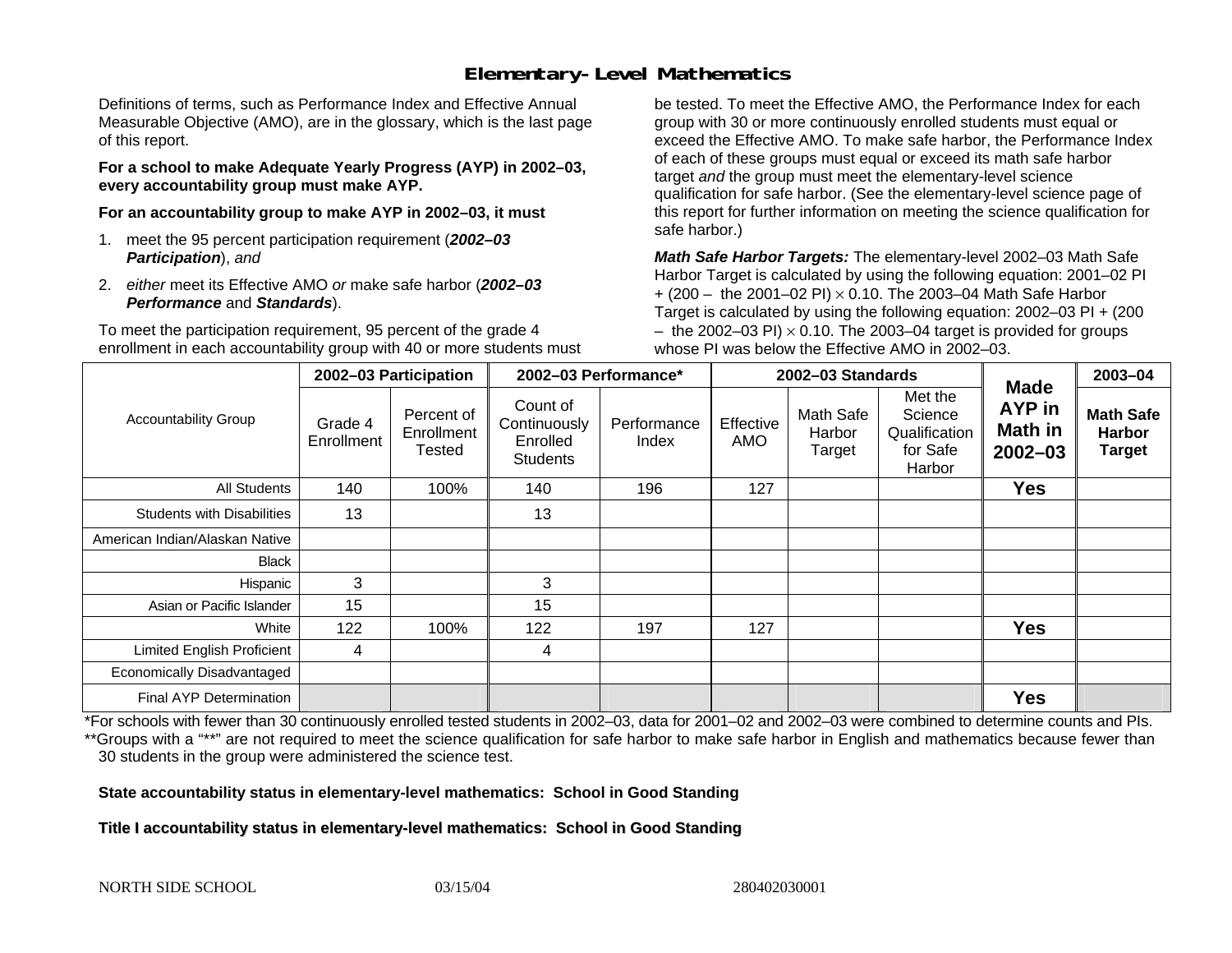# Elementary-Level Mathematics

Definitions of terms, such as Performance Index and Effective Annual Measurable Objective (AMO), are in the glossary, which is the last page of this report.

**For a school to make Adequate Yearly Progress (AYP) in 2002–03, every accountability group must make AYP.**

**For an accountability group to make AYP in 2002–03, it must**

1. meet the 95 percent participation requirement (***2002–03 Participation***), *and*
2. *either* meet its Effective AMO *or* make safe harbor (***2002–03 Performance*** and ***Standards***).

To meet the participation requirement, 95 percent of the grade 4 enrollment in each accountability group with 40 or more students must be tested. To meet the Effective AMO, the Performance Index for each group with 30 or more continuously enrolled students must equal or exceed the Effective AMO. To make safe harbor, the Performance Index of each of these groups must equal or exceed its math safe harbor target *and* the group must meet the elementary-level science qualification for safe harbor. (See the elementary-level science page of this report for further information on meeting the science qualification for safe harbor.)

***Math Safe Harbor Targets:*** The elementary-level 2002–03 Math Safe Harbor Target is calculated by using the following equation: 2001–02 PI + (200 – the 2001–02 PI) × 0.10. The 2003–04 Math Safe Harbor Target is calculated by using the following equation: 2002–03 PI + (200 – the 2002–03 PI) × 0.10. The 2003–04 target is provided for groups whose PI was below the Effective AMO in 2002–03.

| Accountability Group | 2002–03 Participation | | 2002–03 Performance* | | 2002–03 Standards | | | Made AYP in Math in 2002–03 | 2003–04 |
|---|---|---|---|---|---|---|---|---|---|
| | Grade 4 Enrollment | Percent of Enrollment Tested | Count of Continuously Enrolled Students | Performance Index | Effective AMO | Math Safe Harbor Target | Met the Science Qualification for Safe Harbor | | Math Safe Harbor Target |
| All Students | 140 | 100% | 140 | 196 | 127 | | | **Yes** | |
| Students with Disabilities | 13 | | 13 | | | | | | |
| American Indian/Alaskan Native | | | | | | | | | |
| Black | | | | | | | | | |
| Hispanic | 3 | | 3 | | | | | | |
| Asian or Pacific Islander | 15 | | 15 | | | | | | |
| White | 122 | 100% | 122 | 197 | 127 | | | **Yes** | |
| Limited English Proficient | 4 | | 4 | | | | | | |
| Economically Disadvantaged | | | | | | | | | |
| Final AYP Determination | | | | | | | | **Yes** | |

*For schools with fewer than 30 continuously enrolled tested students in 2002–03, data for 2001–02 and 2002–03 were combined to determine counts and PIs.

**Groups with a "**" are not required to meet the science qualification for safe harbor to make safe harbor in English and mathematics because fewer than 30 students in the group were administered the science test.

**State accountability status in elementary-level mathematics: School in Good Standing**

**Title I accountability status in elementary-level mathematics: School in Good Standing**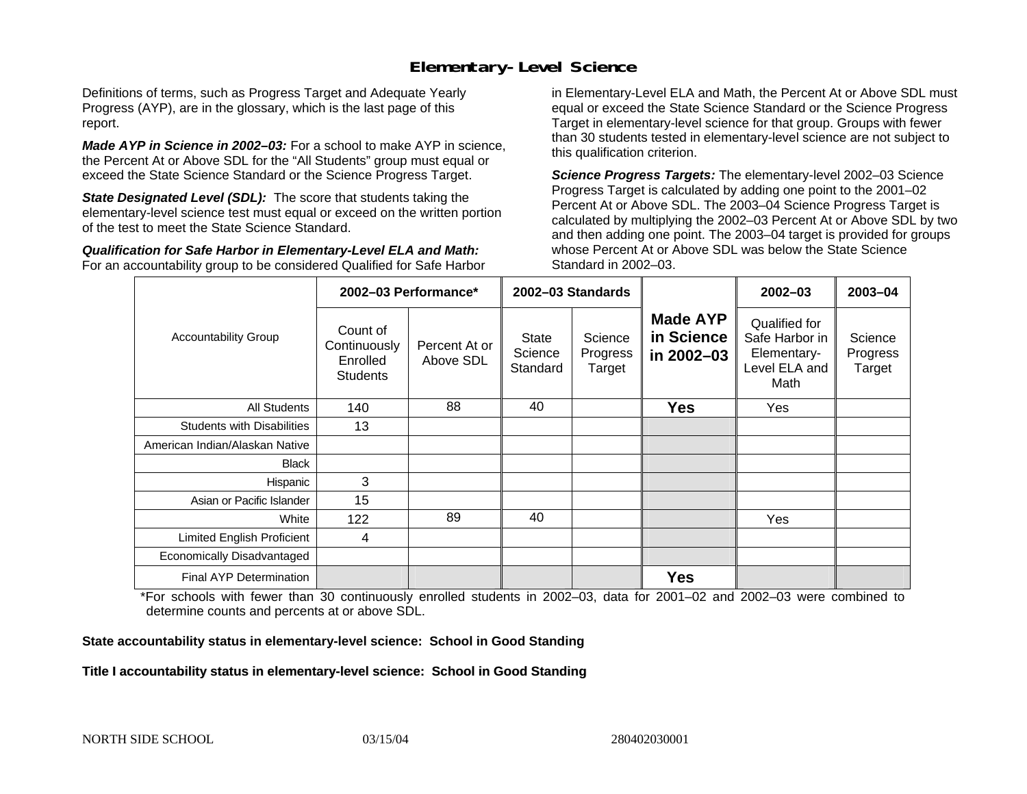# Elementary-Level Science

Definitions of terms, such as Progress Target and Adequate Yearly Progress (AYP), are in the glossary, which is the last page of this report.

***Made AYP in Science in 2002–03:*** For a school to make AYP in science, the Percent At or Above SDL for the "All Students" group must equal or exceed the State Science Standard or the Science Progress Target.

***State Designated Level (SDL):*** The score that students taking the elementary-level science test must equal or exceed on the written portion of the test to meet the State Science Standard.

***Qualification for Safe Harbor in Elementary-Level ELA and Math:*** For an accountability group to be considered Qualified for Safe Harbor in Elementary-Level ELA and Math, the Percent At or Above SDL must equal or exceed the State Science Standard or the Science Progress Target in elementary-level science for that group. Groups with fewer than 30 students tested in elementary-level science are not subject to this qualification criterion.

***Science Progress Targets:*** The elementary-level 2002–03 Science Progress Target is calculated by adding one point to the 2001–02 Percent At or Above SDL. The 2003–04 Science Progress Target is calculated by multiplying the 2002–03 Percent At or Above SDL by two and then adding one point. The 2003–04 target is provided for groups whose Percent At or Above SDL was below the State Science Standard in 2002–03.

| Accountability Group | 2002–03 Performance* | | 2002–03 Standards | | Made AYP in Science in 2002–03 | 2002–03 | 2003–04 |
|---|---|---|---|---|---|---|---|
| | Count of Continuously Enrolled Students | Percent At or Above SDL | State Science Standard | Science Progress Target | | Qualified for Safe Harbor in Elementary-Level ELA and Math | Science Progress Target |
| All Students | 140 | 88 | 40 | | **Yes** | Yes | |
| Students with Disabilities | 13 | | | | | | |
| American Indian/Alaskan Native | | | | | | | |
| Black | | | | | | | |
| Hispanic | 3 | | | | | | |
| Asian or Pacific Islander | 15 | | | | | | |
| White | 122 | 89 | 40 | | | Yes | |
| Limited English Proficient | 4 | | | | | | |
| Economically Disadvantaged | | | | | | | |
| Final AYP Determination | | | | | **Yes** | | |

*For schools with fewer than 30 continuously enrolled students in 2002–03, data for 2001–02 and 2002–03 were combined to determine counts and percents at or above SDL.

**State accountability status in elementary-level science: School in Good Standing**

**Title I accountability status in elementary-level science: School in Good Standing**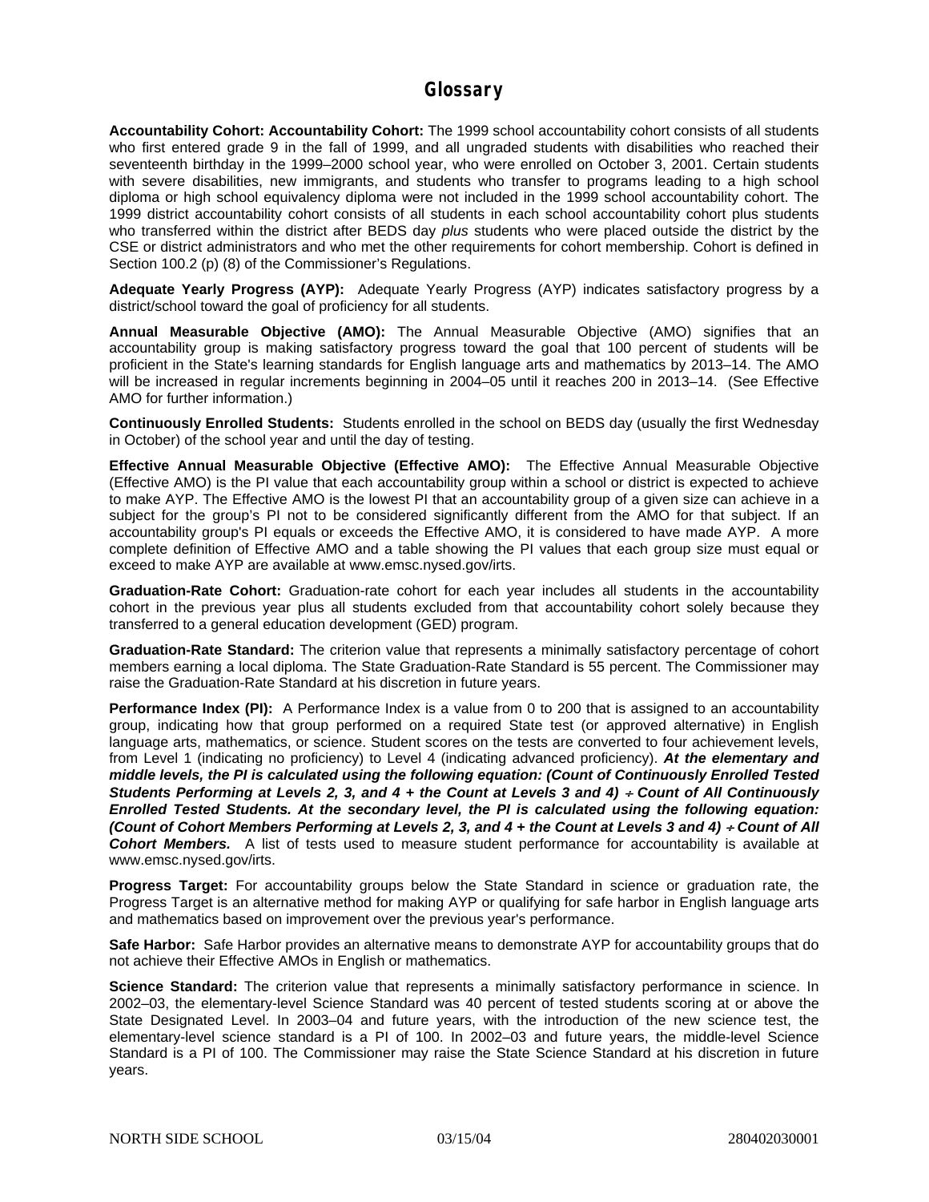# Glossary

**Accountability Cohort: Accountability Cohort:** The 1999 school accountability cohort consists of all students who first entered grade 9 in the fall of 1999, and all ungraded students with disabilities who reached their seventeenth birthday in the 1999–2000 school year, who were enrolled on October 3, 2001. Certain students with severe disabilities, new immigrants, and students who transfer to programs leading to a high school diploma or high school equivalency diploma were not included in the 1999 school accountability cohort. The 1999 district accountability cohort consists of all students in each school accountability cohort plus students who transferred within the district after BEDS day *plus* students who were placed outside the district by the CSE or district administrators and who met the other requirements for cohort membership. Cohort is defined in Section 100.2 (p) (8) of the Commissioner's Regulations.

**Adequate Yearly Progress (AYP):** Adequate Yearly Progress (AYP) indicates satisfactory progress by a district/school toward the goal of proficiency for all students.

**Annual Measurable Objective (AMO):** The Annual Measurable Objective (AMO) signifies that an accountability group is making satisfactory progress toward the goal that 100 percent of students will be proficient in the State's learning standards for English language arts and mathematics by 2013–14. The AMO will be increased in regular increments beginning in 2004–05 until it reaches 200 in 2013–14. (See Effective AMO for further information.)

**Continuously Enrolled Students:** Students enrolled in the school on BEDS day (usually the first Wednesday in October) of the school year and until the day of testing.

**Effective Annual Measurable Objective (Effective AMO):** The Effective Annual Measurable Objective (Effective AMO) is the PI value that each accountability group within a school or district is expected to achieve to make AYP. The Effective AMO is the lowest PI that an accountability group of a given size can achieve in a subject for the group's PI not to be considered significantly different from the AMO for that subject. If an accountability group's PI equals or exceeds the Effective AMO, it is considered to have made AYP. A more complete definition of Effective AMO and a table showing the PI values that each group size must equal or exceed to make AYP are available at www.emsc.nysed.gov/irts.

**Graduation-Rate Cohort:** Graduation-rate cohort for each year includes all students in the accountability cohort in the previous year plus all students excluded from that accountability cohort solely because they transferred to a general education development (GED) program.

**Graduation-Rate Standard:** The criterion value that represents a minimally satisfactory percentage of cohort members earning a local diploma. The State Graduation-Rate Standard is 55 percent. The Commissioner may raise the Graduation-Rate Standard at his discretion in future years.

**Performance Index (PI):** A Performance Index is a value from 0 to 200 that is assigned to an accountability group, indicating how that group performed on a required State test (or approved alternative) in English language arts, mathematics, or science. Student scores on the tests are converted to four achievement levels, from Level 1 (indicating no proficiency) to Level 4 (indicating advanced proficiency). ***At the elementary and middle levels, the PI is calculated using the following equation: (Count of Continuously Enrolled Tested Students Performing at Levels 2, 3, and 4 + the Count at Levels 3 and 4) ÷ Count of All Continuously Enrolled Tested Students. At the secondary level, the PI is calculated using the following equation: (Count of Cohort Members Performing at Levels 2, 3, and 4 + the Count at Levels 3 and 4) ÷ Count of All Cohort Members.*** A list of tests used to measure student performance for accountability is available at www.emsc.nysed.gov/irts.

**Progress Target:** For accountability groups below the State Standard in science or graduation rate, the Progress Target is an alternative method for making AYP or qualifying for safe harbor in English language arts and mathematics based on improvement over the previous year's performance.

**Safe Harbor:** Safe Harbor provides an alternative means to demonstrate AYP for accountability groups that do not achieve their Effective AMOs in English or mathematics.

**Science Standard:** The criterion value that represents a minimally satisfactory performance in science. In 2002–03, the elementary-level Science Standard was 40 percent of tested students scoring at or above the State Designated Level. In 2003–04 and future years, with the introduction of the new science test, the elementary-level science standard is a PI of 100. In 2002–03 and future years, the middle-level Science Standard is a PI of 100. The Commissioner may raise the State Science Standard at his discretion in future years.